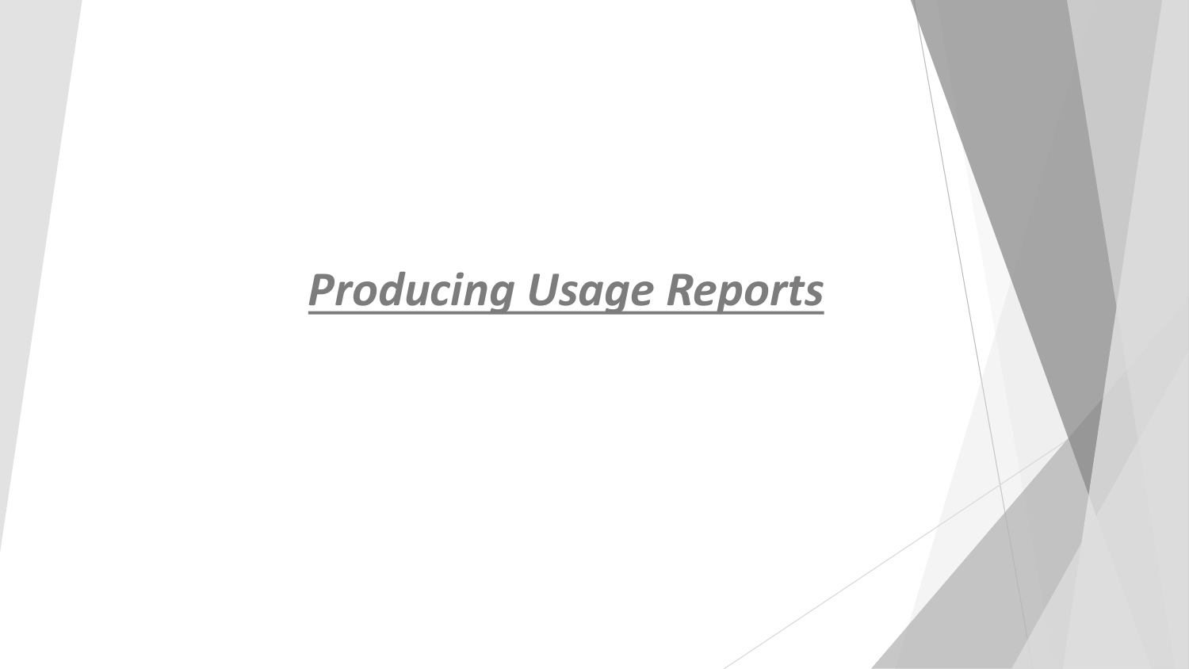# ***Producing Usage Reports***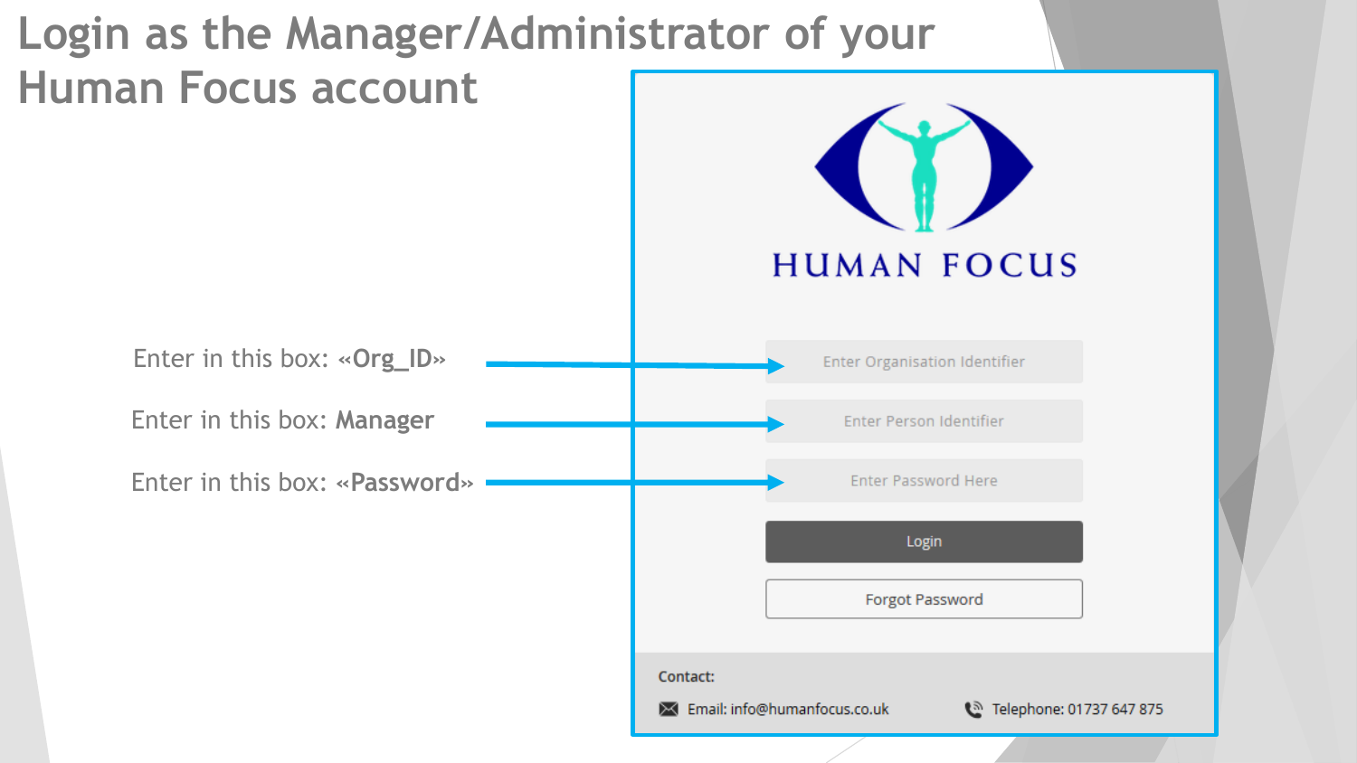# Login as the Manager/Administrator of your Human Focus account

Enter in this box: «**Org_ID**»

Enter in this box: **Manager**

Enter in this box: «**Password**»

HUMAN FOCUS

Enter Organisation Identifier

Enter Person Identifier

Enter Password Here

Login

Forgot Password

Contact:

Email: info@humanfocus.co.uk

Telephone: 01737 647 875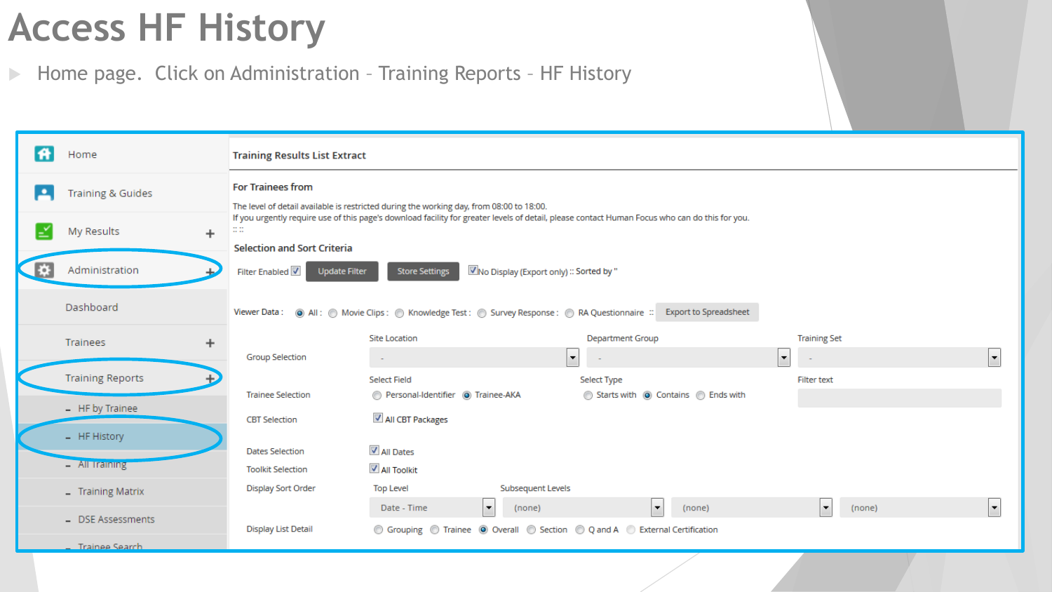# Access HF History

- Home page. Click on Administration – Training Reports – HF History

Home

Training & Guides

My Results +

Administration +

Dashboard

Trainees +

Training Reports +

- HF by Trainee
- HF History
- All Training
- Training Matrix
- DSE Assessments
- Trainee Search

**Training Results List Extract**

**For Trainees from**

The level of detail available is restricted during the working day, from 08:00 to 18:00.
If you urgently require use of this page's download facility for greater levels of detail, please contact Human Focus who can do this for you.
:: ::

**Selection and Sort Criteria**

Filter Enabled ☑ Update Filter Store Settings ☑ No Display (Export only) :: Sorted by "

Viewer Data : ◉ All : ◯ Movie Clips : ◯ Knowledge Test : ◯ Survey Response : ◯ RA Questionnaire :: Export to Spreadsheet

Group Selection — Site Location: - ; Department Group: - ; Training Set: -

Trainee Selection — Select Field: ◯ Personal-Identifier ◉ Trainee-AKA ; Select Type: ◯ Starts with ◉ Contains ◯ Ends with ; Filter text

CBT Selection — ☑ All CBT Packages

Dates Selection — ☑ All Dates

Toolkit Selection — ☑ All Toolkit

Display Sort Order — Top Level: Date - Time ; Subsequent Levels: (none) (none) (none)

Display List Detail — ◯ Grouping ◯ Trainee ◉ Overall ◯ Section ◯ Q and A ◯ External Certification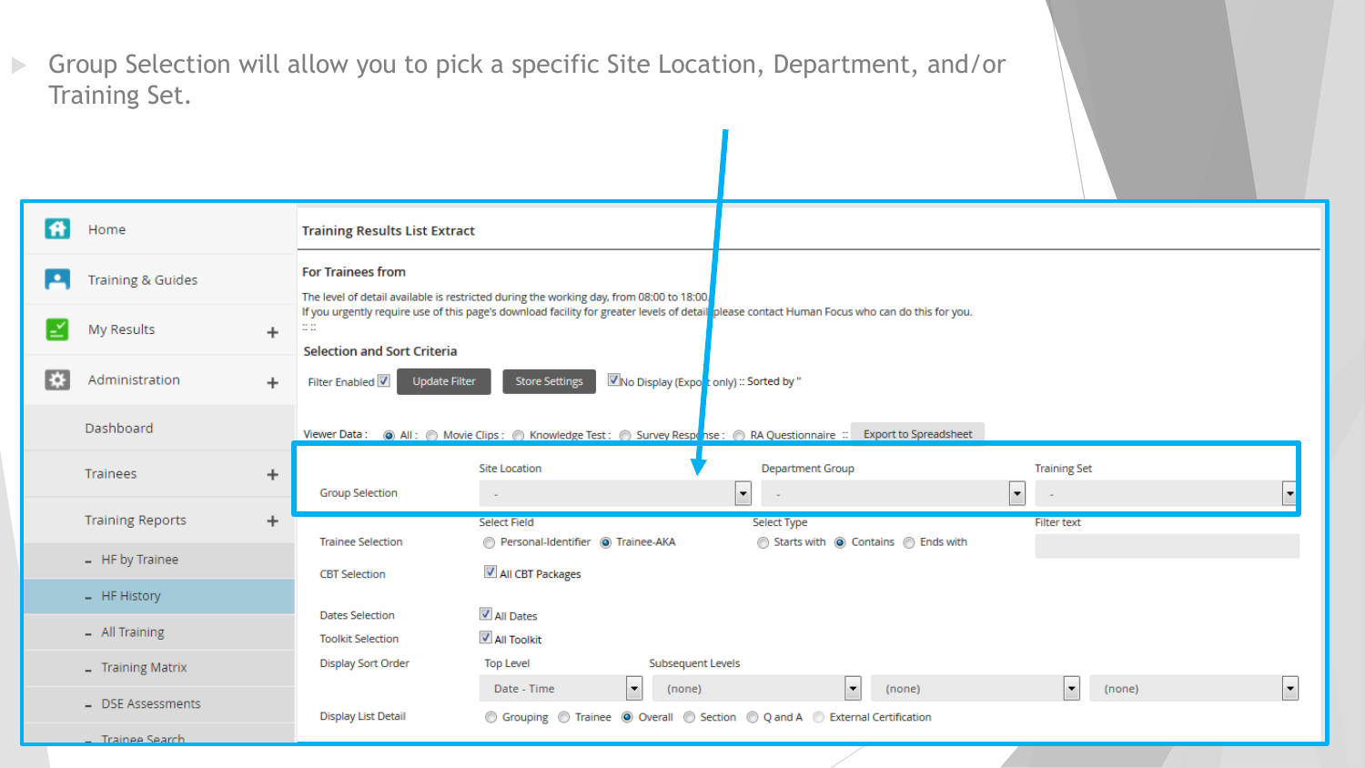- Group Selection will allow you to pick a specific Site Location, Department, and/or Training Set.

Home

Training & Guides

My Results +

Administration +

Dashboard

Trainees +

Training Reports +

- HF by Trainee
- HF History
- All Training
- Training Matrix
- DSE Assessments
- Trainee Search

**Training Results List Extract**

**For Trainees from**

The level of detail available is restricted during the working day, from 08:00 to 18:00.
If you urgently require use of this page's download facility for greater levels of detail please contact Human Focus who can do this for you.
:: ::

**Selection and Sort Criteria**

Filter Enabled ☑ Update Filter Store Settings ☑ No Display (Export only) :: Sorted by "

Viewer Data : ◉ All : ○ Movie Clips : ○ Knowledge Test : ○ Survey Response : ○ RA Questionnaire :: Export to Spreadsheet

| | | | |
|---|---|---|---|
| Group Selection | Site Location: - | Department Group: - | Training Set: - |
| Trainee Selection | Select Field: ○ Personal-Identifier ◉ Trainee-AKA | Select Type: ○ Starts with ◉ Contains ○ Ends with | Filter text |
| CBT Selection | ☑ All CBT Packages | | |
| Dates Selection | ☑ All Dates | | |
| Toolkit Selection | ☑ All Toolkit | | |
| Display Sort Order | Top Level: Date - Time | Subsequent Levels: (none) | (none) / (none) |
| Display List Detail | ○ Grouping ○ Trainee ◉ Overall ○ Section ○ Q and A ○ External Certification | | |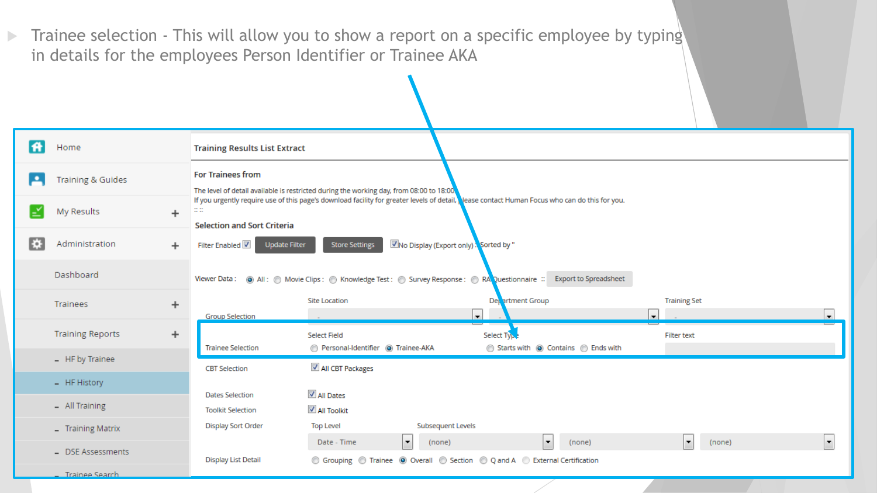- Trainee selection - This will allow you to show a report on a specific employee by typing in details for the employees Person Identifier or Trainee AKA

Home

Training & Guides

My Results +

Administration +

Dashboard

Trainees +

Training Reports +

- HF by Trainee
- HF History
- All Training
- Training Matrix
- DSE Assessments
- Trainee Search

**Training Results List Extract**

**For Trainees from**

The level of detail available is restricted during the working day, from 08:00 to 18:00. If you urgently require use of this page's download facility for greater levels of detail, please contact Human Focus who can do this for you.

**Selection and Sort Criteria**

Filter Enabled ☑ Update Filter Store Settings ☑ No Display (Export only) : Sorted by "

Viewer Data : ◉ All : ○ Movie Clips : ○ Knowledge Test : ○ Survey Response : ○ RA Questionnaire :: Export to Spreadsheet

Group Selection — Site Location: - ; Department Group: - ; Training Set: -

Trainee Selection — Select Field: ○ Personal-Identifier ◉ Trainee-AKA ; Select Type: ○ Starts with ◉ Contains ○ Ends with ; Filter text

CBT Selection ☑ All CBT Packages

Dates Selection ☑ All Dates

Toolkit Selection ☑ All Toolkit

Display Sort Order — Top Level: Date - Time ; Subsequent Levels: (none) (none) (none)

Display List Detail ○ Grouping ○ Trainee ◉ Overall ○ Section ○ Q and A ○ External Certification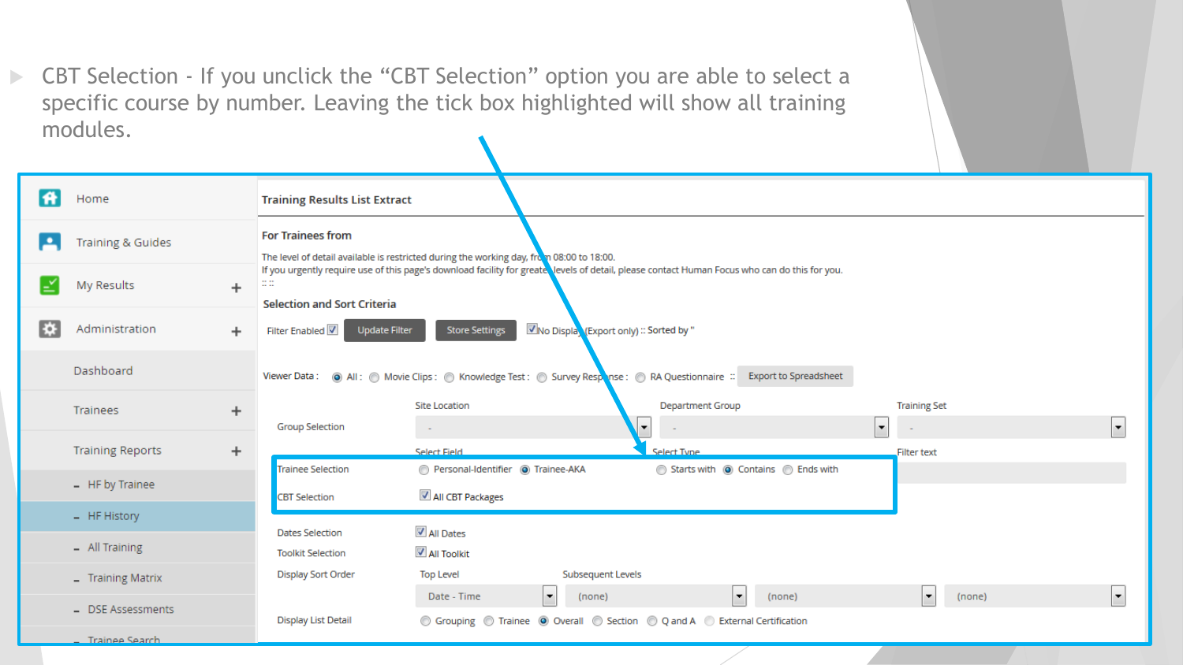- CBT Selection - If you unclick the "CBT Selection" option you are able to select a specific course by number. Leaving the tick box highlighted will show all training modules.

Home

Training & Guides

My Results +

Administration +

Dashboard

Trainees +

Training Reports +

- HF by Trainee
- HF History
- All Training
- Training Matrix
- DSE Assessments
- Trainee Search

**Training Results List Extract**

**For Trainees from**

The level of detail available is restricted during the working day, from 08:00 to 18:00.
If you urgently require use of this page's download facility for greater levels of detail, please contact Human Focus who can do this for you.
:: ::

**Selection and Sort Criteria**

Filter Enabled ☑ Update Filter Store Settings ☑ No Display (Export only) :: Sorted by "

Viewer Data : ◉ All : ○ Movie Clips : ○ Knowledge Test : ○ Survey Response : ○ RA Questionnaire :: Export to Spreadsheet

| | Site Location | Department Group | Training Set |
|---|---|---|---|
| Group Selection | - | - | - |
| | Select Field | Select Type | Filter text |
| Trainee Selection | ○ Personal-Identifier ◉ Trainee-AKA | ○ Starts with ◉ Contains ○ Ends with | |
| CBT Selection | ☑ All CBT Packages | | |
| Dates Selection | ☑ All Dates | | |
| Toolkit Selection | ☑ All Toolkit | | |

Display Sort Order — Top Level: Date - Time; Subsequent Levels: (none) (none) (none)

Display List Detail: ○ Grouping ○ Trainee ◉ Overall ○ Section ○ Q and A ○ External Certification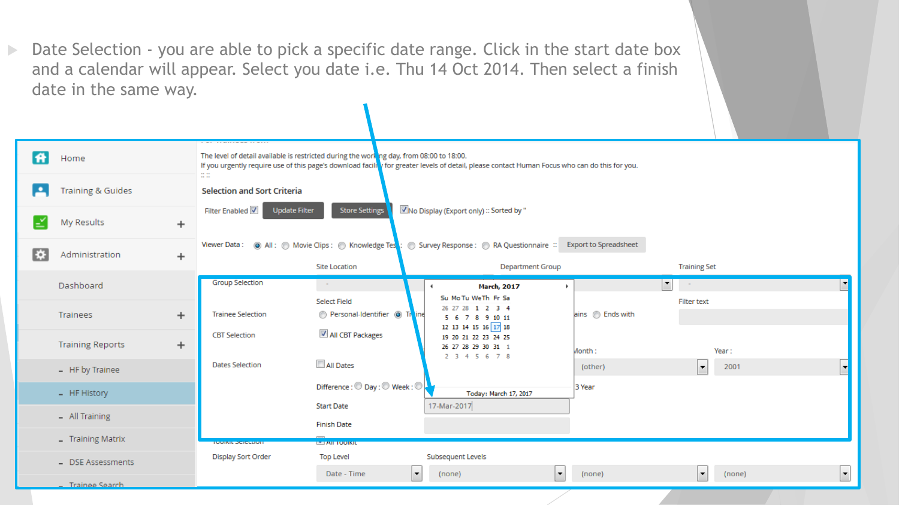- Date Selection - you are able to pick a specific date range. Click in the start date box and a calendar will appear. Select you date i.e. Thu 14 Oct 2014. Then select a finish date in the same way.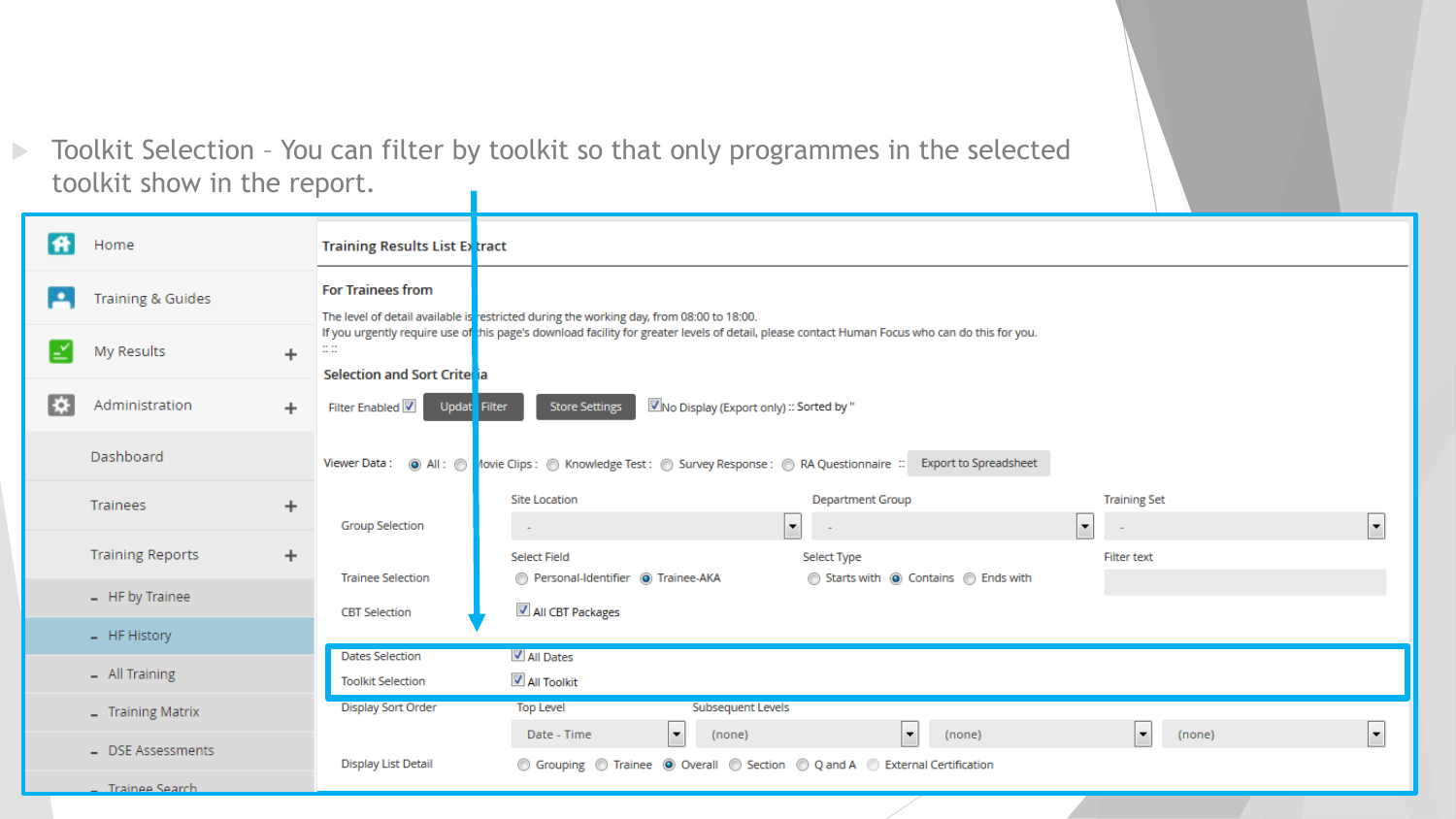- Toolkit Selection – You can filter by toolkit so that only programmes in the selected toolkit show in the report.

Home

Training & Guides

My Results +

Administration +

Dashboard

Trainees +

Training Reports +

- HF by Trainee
- HF History
- All Training
- Training Matrix
- DSE Assessments
- Trainee Search

**Training Results List Extract**

**For Trainees from**

The level of detail available is restricted during the working day, from 08:00 to 18:00.
If you urgently require use of this page's download facility for greater levels of detail, please contact Human Focus who can do this for you.

**Selection and Sort Criteria**

Filter Enabled ☑ Update Filter Store Settings ☑ No Display (Export only) :: Sorted by "

Viewer Data : All : Movie Clips : Knowledge Test : Survey Response : RA Questionnaire :: Export to Spreadsheet

Group Selection — Site Location: - | Department Group: - | Training Set: -

Trainee Selection — Select Field: Personal-Identifier, Trainee-AKA | Select Type: Starts with, Contains, Ends with | Filter text

CBT Selection — ☑ All CBT Packages

Dates Selection — ☑ All Dates

Toolkit Selection — ☑ All Toolkit

Display Sort Order — Top Level: Date - Time | Subsequent Levels: (none) (none) (none)

Display List Detail — Grouping, Trainee, Overall, Section, Q and A, External Certification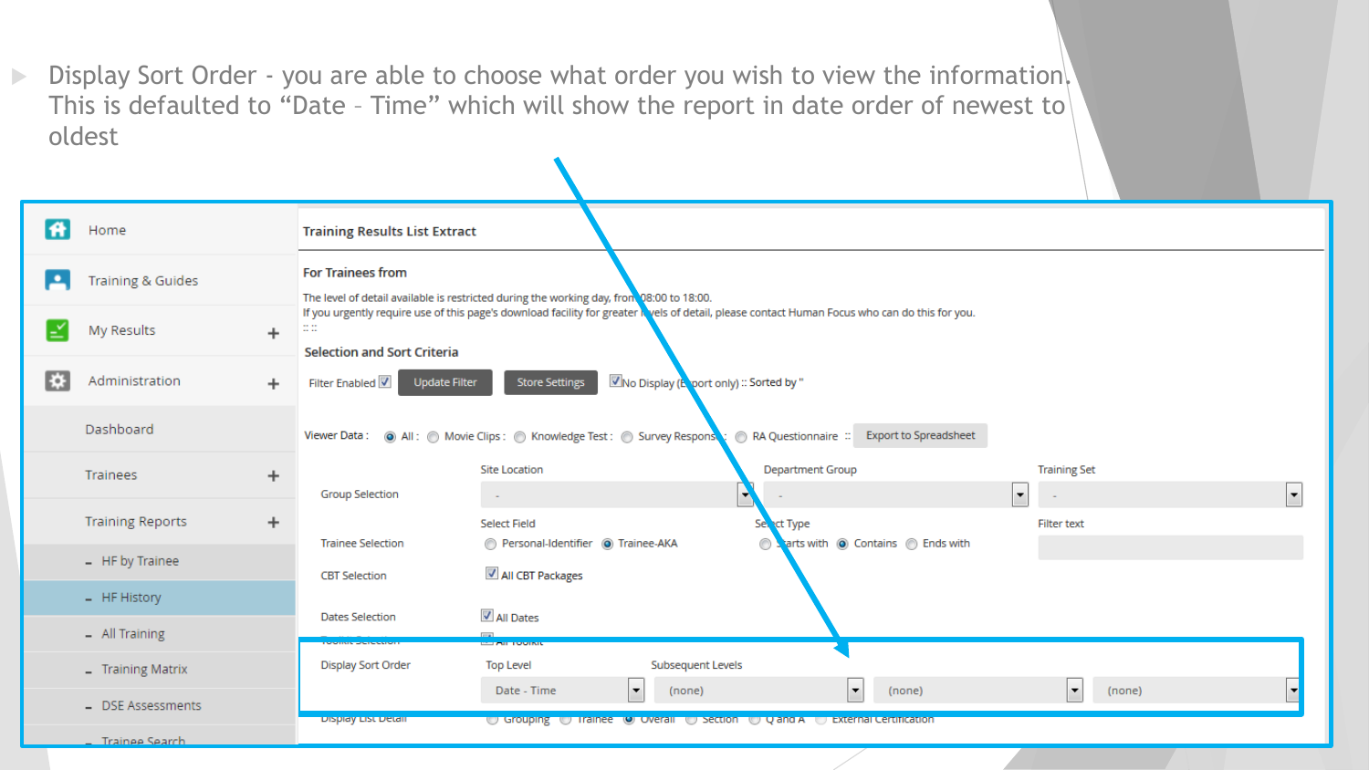- Display Sort Order - you are able to choose what order you wish to view the information. This is defaulted to “Date – Time” which will show the report in date order of newest to oldest

- Home
- Training & Guides
- My Results +
- Administration +
- Dashboard
- Trainees +
- Training Reports +
  - HF by Trainee
  - HF History
  - All Training
  - Training Matrix
  - DSE Assessments
  - Trainee Search

**Training Results List Extract**

**For Trainees from**

The level of detail available is restricted during the working day, from 08:00 to 18:00.
If you urgently require use of this page's download facility for greater levels of detail, please contact Human Focus who can do this for you.
:: ::

**Selection and Sort Criteria**

Filter Enabled ☑ | Update Filter | Store Settings | ☑ No Display (Export only) :: Sorted by "

Viewer Data : ◉ All : ○ Movie Clips : ○ Knowledge Test : ○ Survey Response : ○ RA Questionnaire :: Export to Spreadsheet

| | | | |
|---|---|---|---|
| | Site Location | Department Group | Training Set |
| Group Selection | - | - | - |
| | Select Field | Select Type | Filter text |
| Trainee Selection | ○ Personal-Identifier ◉ Trainee-AKA | ○ Starts with ◉ Contains ○ Ends with | |
| CBT Selection | ☑ All CBT Packages | | |
| Dates Selection | ☑ All Dates | | |
| Toolkit Selection | ☑ All Toolkit | | |
| | Top Level | Subsequent Levels | |
| Display Sort Order | Date - Time | (none) | (none) | (none) |
| Display List Detail | ○ Grouping ○ Trainee ◉ Overall ○ Section ○ Q and A ○ External Certification | | |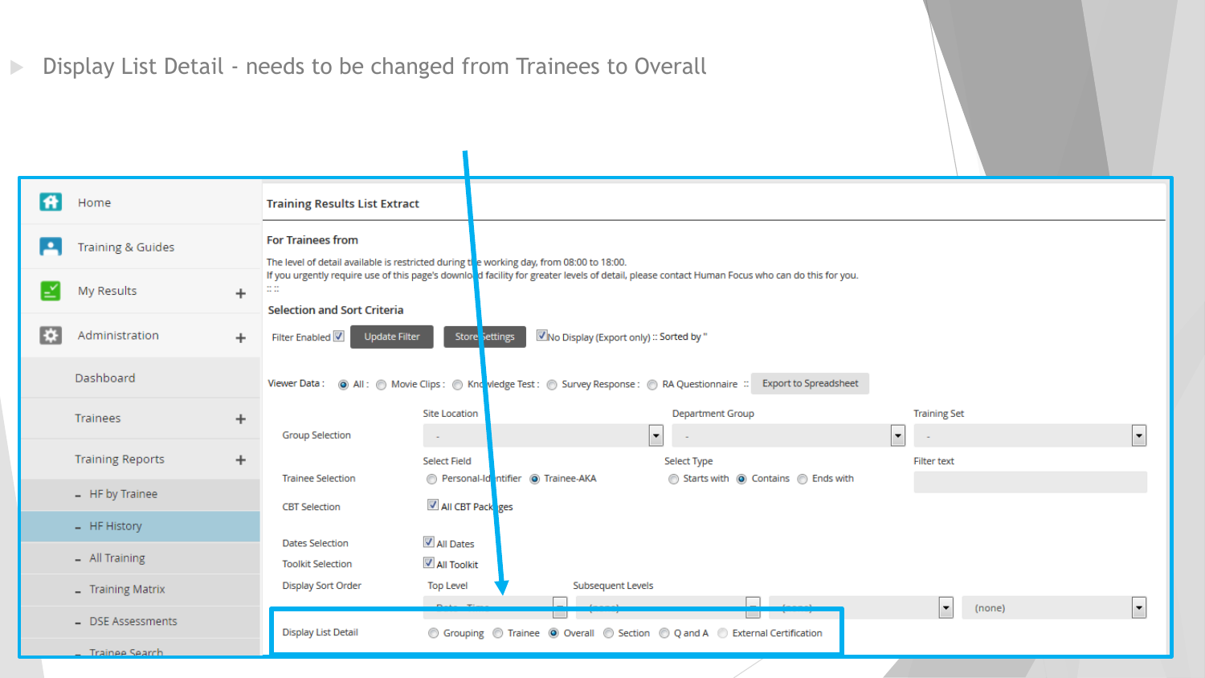- Display List Detail - needs to be changed from Trainees to Overall

Home
Training & Guides
My Results +
Administration +
Dashboard
Trainees +
Training Reports +
- HF by Trainee
- HF History
- All Training
- Training Matrix
- DSE Assessments
- Trainee Search

**Training Results List Extract**

**For Trainees from**

The level of detail available is restricted during the working day, from 08:00 to 18:00.
If you urgently require use of this page's download facility for greater levels of detail, please contact Human Focus who can do this for you.

**Selection and Sort Criteria**

Filter Enabled ☑ Update Filter | Store Settings | ☑ No Display (Export only) :: Sorted by "

Viewer Data : ◉ All : ○ Movie Clips : ○ Knowledge Test : ○ Survey Response : ○ RA Questionnaire :: Export to Spreadsheet

| | | | |
|---|---|---|---|
| Group Selection | Site Location: - | Department Group: - | Training Set: - |
| Trainee Selection | Select Field: ○ Personal-Identifier ◉ Trainee-AKA | Select Type: ○ Starts with ◉ Contains ○ Ends with | Filter text |
| CBT Selection | ☑ All CBT Packages | | |
| Dates Selection | ☑ All Dates | | |
| Toolkit Selection | ☑ All Toolkit | | |
| Display Sort Order | Top Level: Date - Time | Subsequent Levels: (none) | (none) / (none) |
| Display List Detail | ○ Grouping ○ Trainee ◉ Overall ○ Section ○ Q and A ○ External Certification | | |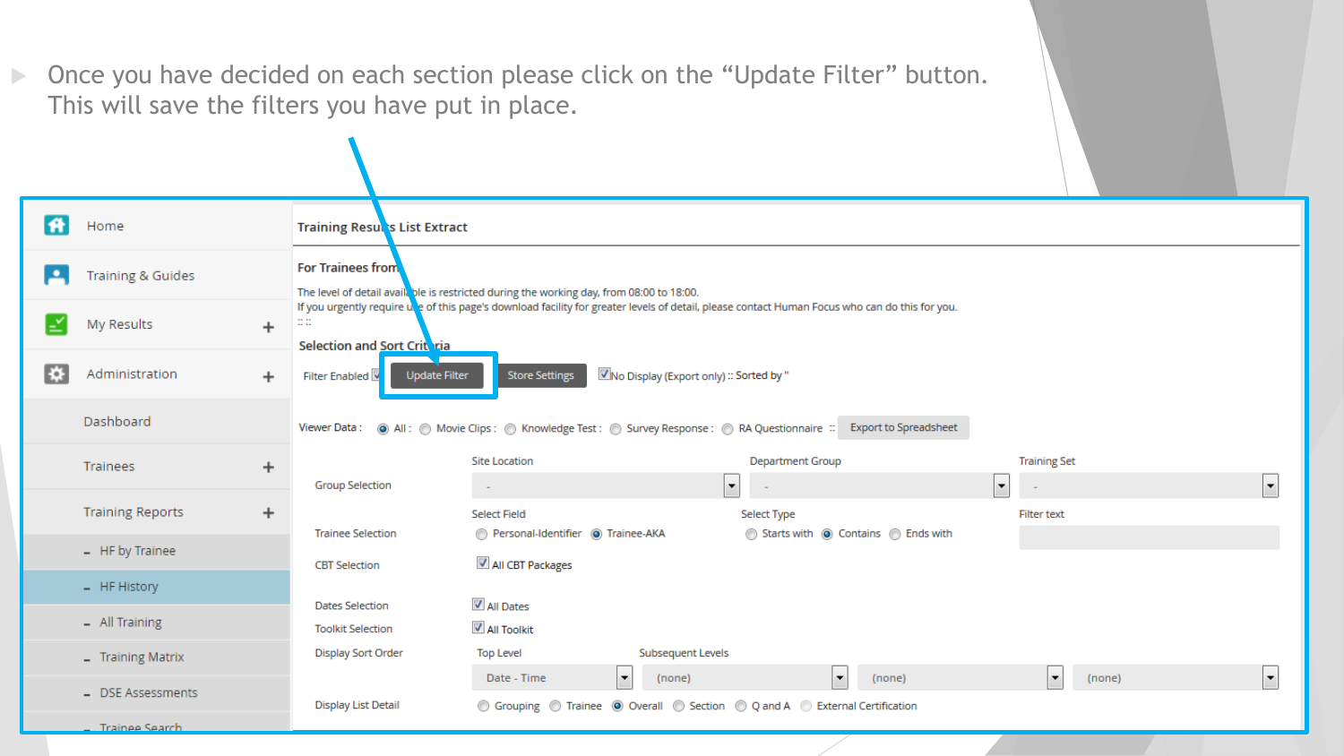- Once you have decided on each section please click on the “Update Filter” button. This will save the filters you have put in place.

Home

Training & Guides

My Results +

Administration +

Dashboard

Trainees +

Training Reports +

- HF by Trainee
- HF History
- All Training
- Training Matrix
- DSE Assessments
- Trainee Search

**Training Results List Extract**

**For Trainees from**

The level of detail available is restricted during the working day, from 08:00 to 18:00.
If you urgently require use of this page's download facility for greater levels of detail, please contact Human Focus who can do this for you.

**Selection and Sort Criteria**

Filter Enabled [Update Filter] [Store Settings] No Display (Export only) :: Sorted by "

Viewer Data : All : Movie Clips : Knowledge Test : Survey Response : RA Questionnaire :: [Export to Spreadsheet]

| | | | |
|---|---|---|---|
| | Site Location | Department Group | Training Set |
| Group Selection | - | - | - |
| | Select Field | Select Type | Filter text |
| Trainee Selection | Personal-Identifier, Trainee-AKA | Starts with, Contains, Ends with | |
| CBT Selection | All CBT Packages | | |
| Dates Selection | All Dates | | |
| Toolkit Selection | All Toolkit | | |
| Display Sort Order | Top Level: Date - Time | Subsequent Levels: (none) | (none) / (none) |
| Display List Detail | Grouping, Trainee, Overall, Section, Q and A, External Certification | | |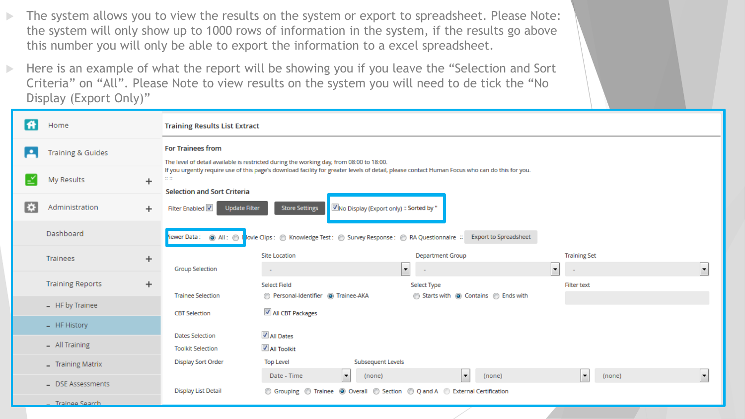- The system allows you to view the results on the system or export to spreadsheet. Please Note: the system will only show up to 1000 rows of information in the system, if the results go above this number you will only be able to export the information to a excel spreadsheet.
- Here is an example of what the report will be showing you if you leave the “Selection and Sort Criteria” on “All”. Please Note to view results on the system you will need to de tick the “No Display (Export Only)”

Home
Training & Guides
My Results +
Administration +
Dashboard
Trainees +
Training Reports +
- HF by Trainee
- HF History
- All Training
- Training Matrix
- DSE Assessments
- Trainee Search

**Training Results List Extract**

**For Trainees from**

The level of detail available is restricted during the working day, from 08:00 to 18:00.
If you urgently require use of this page's download facility for greater levels of detail, please contact Human Focus who can do this for you.
:: ::

**Selection and Sort Criteria**

Filter Enabled ☑ Update Filter Store Settings ☑ No Display (Export only) :: Sorted by "

Viewer Data : ◉ All : ○ Movie Clips : ○ Knowledge Test : ○ Survey Response : ○ RA Questionnaire :: Export to Spreadsheet

Group Selection — Site Location: - ; Department Group: - ; Training Set: -

Trainee Selection — Select Field: ○ Personal-Identifier ◉ Trainee-AKA ; Select Type: ○ Starts with ◉ Contains ○ Ends with ; Filter text

CBT Selection — ☑ All CBT Packages

Dates Selection — ☑ All Dates

Toolkit Selection — ☑ All Toolkit

Display Sort Order — Top Level: Date - Time ; Subsequent Levels: (none) (none) (none)

Display List Detail — ○ Grouping ○ Trainee ◉ Overall ○ Section ○ Q and A ○ External Certification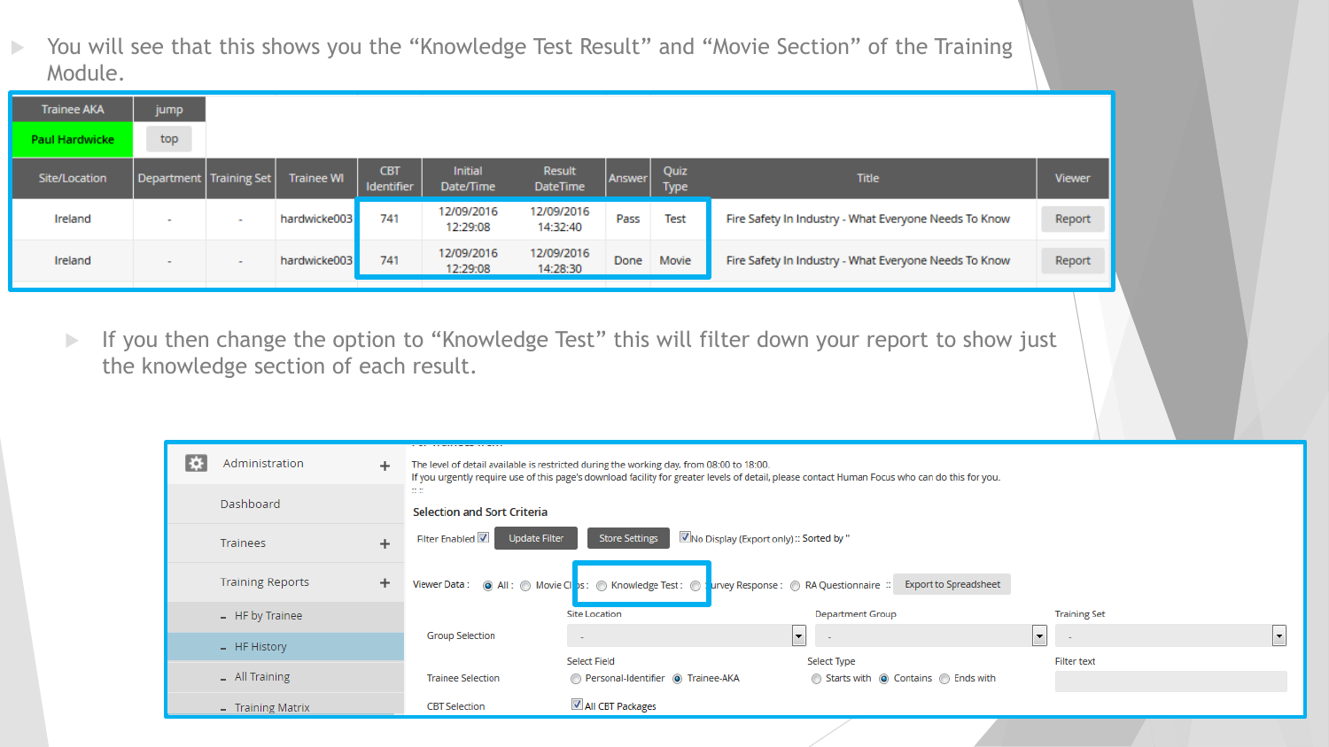- You will see that this shows you the "Knowledge Test Result" and "Movie Section" of the Training Module.

| Trainee AKA | jump |
|---|---|
| Paul Hardwicke | top |

| Site/Location | Department | Training Set | Trainee WI | CBT Identifier | Initial Date/Time | Result DateTime | Answer | Quiz Type | Title | Viewer |
|---|---|---|---|---|---|---|---|---|---|---|
| Ireland | - | - | hardwicke003 | 741 | 12/09/2016 12:29:08 | 12/09/2016 14:32:40 | Pass | Test | Fire Safety In Industry - What Everyone Needs To Know | Report |
| Ireland | - | - | hardwicke003 | 741 | 12/09/2016 12:29:08 | 12/09/2016 14:28:30 | Done | Movie | Fire Safety In Industry - What Everyone Needs To Know | Report |

- If you then change the option to "Knowledge Test" this will filter down your report to show just the knowledge section of each result.

Administration +

Dashboard

Trainees +

Training Reports +

- HF by Trainee
- HF History
- All Training
- Training Matrix

The level of detail available is restricted during the working day, from 08:00 to 18:00.
If you urgently require use of this page's download facility for greater levels of detail, please contact Human Focus who can do this for you.

**Selection and Sort Criteria**

Filter Enabled ☑ Update Filter | Store Settings | ☑ No Display (Export only) :: Sorted by "

Viewer Data : ◉ All : ○ Movie Clips : ○ Knowledge Test : ○ Survey Response : ○ RA Questionnaire :: Export to Spreadsheet

Group Selection — Site Location: - | Department Group: - | Training Set: -

Trainee Selection — Select Field: ○ Personal-Identifier ◉ Trainee-AKA | Select Type: ○ Starts with ◉ Contains ○ Ends with | Filter text

CBT Selection — ☑ All CBT Packages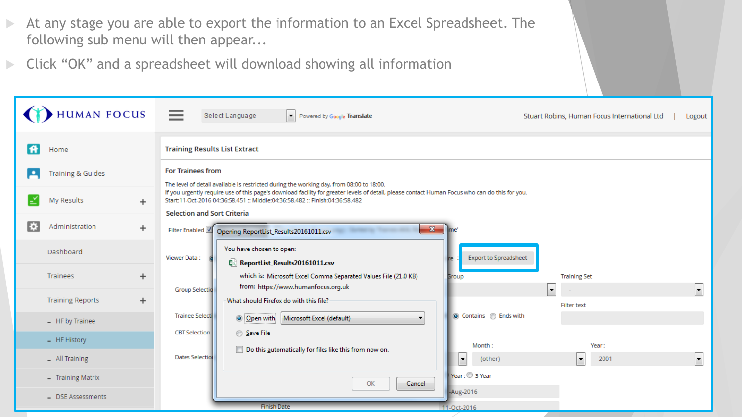- At any stage you are able to export the information to an Excel Spreadsheet. The following sub menu will then appear...
- Click “OK” and a spreadsheet will download showing all information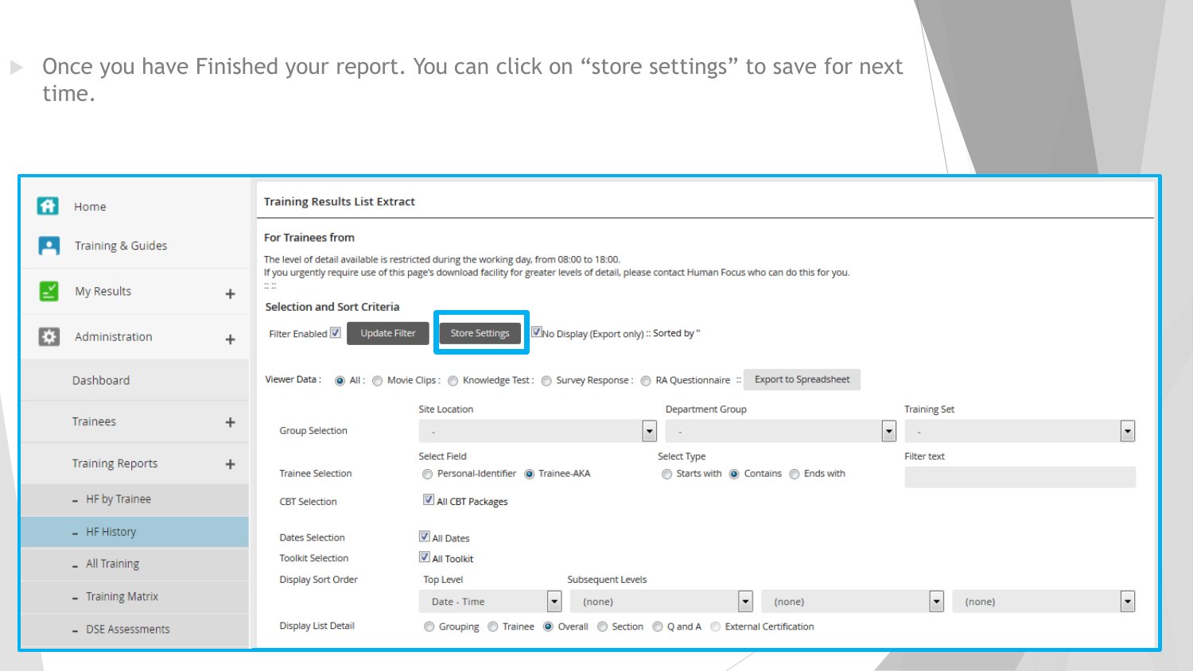- Once you have Finished your report. You can click on “store settings” to save for next time.

Home

Training & Guides

My Results +

Administration +

Dashboard

Trainees +

Training Reports +

- HF by Trainee

- HF History

- All Training

- Training Matrix

- DSE Assessments

**Training Results List Extract**

**For Trainees from**

The level of detail available is restricted during the working day, from 08:00 to 18:00.
If you urgently require use of this page's download facility for greater levels of detail, please contact Human Focus who can do this for you.
:: ::

**Selection and Sort Criteria**

Filter Enabled ☑ Update Filter Store Settings ☑ No Display (Export only) :: Sorted by "

Viewer Data : ◉ All : ○ Movie Clips : ○ Knowledge Test : ○ Survey Response : ○ RA Questionnaire :: Export to Spreadsheet

Group Selection — Site Location: - | Department Group: - | Training Set: -

Trainee Selection — Select Field: ○ Personal-Identifier ◉ Trainee-AKA | Select Type: ○ Starts with ◉ Contains ○ Ends with | Filter text

CBT Selection — ☑ All CBT Packages

Dates Selection — ☑ All Dates

Toolkit Selection — ☑ All Toolkit

Display Sort Order — Top Level: Date - Time | Subsequent Levels: (none) (none) (none)

Display List Detail — ○ Grouping ○ Trainee ◉ Overall ○ Section ○ Q and A ○ External Certification